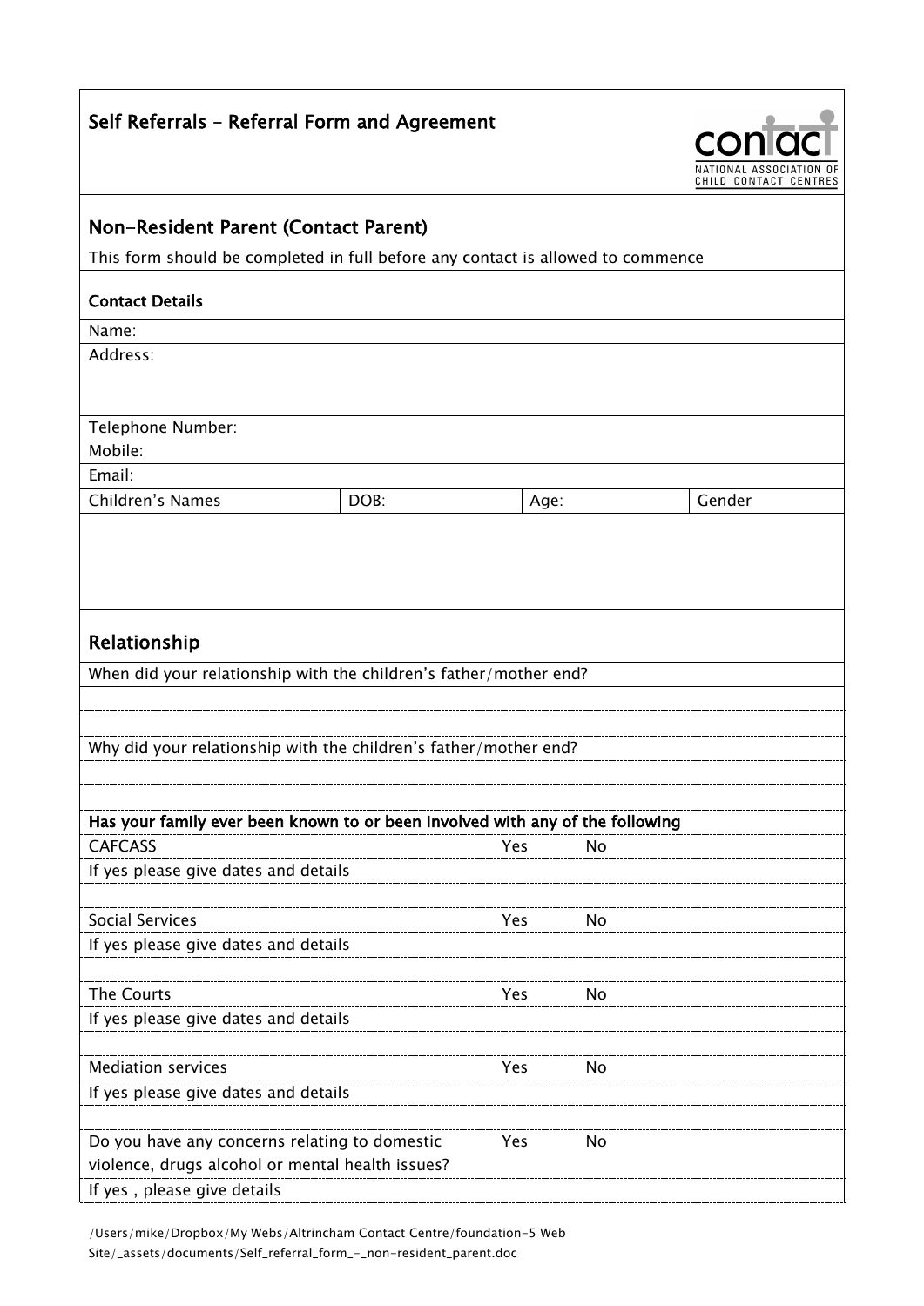# Self Referrals – Referral Form and Agreement

CONTACT NATIONAL ASSOCIATION OF CHILD CONTACT CENTRES

## Non-Resident Parent (Contact Parent)

This form should be completed in full before any contact is allowed to commence

### Contact Details

Name:

Address:

Telephone Number:

Mobile:

Email:

| Children's Names | DOB: | Age: | Gender |
| --- | --- | --- | --- |
| | | | |

## Relationship

When did your relationship with the children's father/mother end?

Why did your relationship with the children's father/mother end?

**Has your family ever been known to or been involved with any of the following**

CAFCASS Yes No

If yes please give dates and details

Social Services Yes No

If yes please give dates and details

The Courts Yes No

If yes please give dates and details

Mediation services Yes No

If yes please give dates and details

Do you have any concerns relating to domestic violence, drugs alcohol or mental health issues? Yes No

If yes , please give details

/Users/mike/Dropbox/My Webs/Altrincham Contact Centre/foundation-5 Web Site/_assets/documents/Self_referral_form_-_non-resident_parent.doc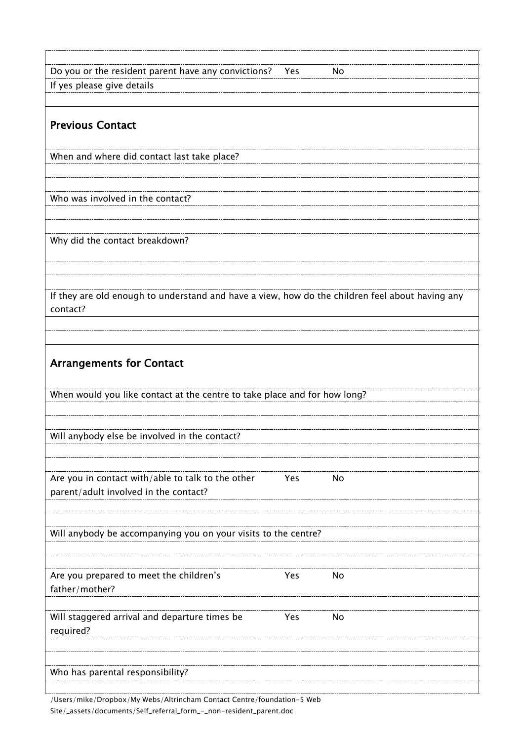Do you or the resident parent have any convictions? Yes No

If yes please give details

## Previous Contact

When and where did contact last take place?

Who was involved in the contact?

Why did the contact breakdown?

If they are old enough to understand and have a view, how do the children feel about having any contact?

## Arrangements for Contact

When would you like contact at the centre to take place and for how long?

Will anybody else be involved in the contact?

Are you in contact with/able to talk to the other parent/adult involved in the contact? Yes No

Will anybody be accompanying you on your visits to the centre?

Are you prepared to meet the children's father/mother? Yes No

Will staggered arrival and departure times be required? Yes No

Who has parental responsibility?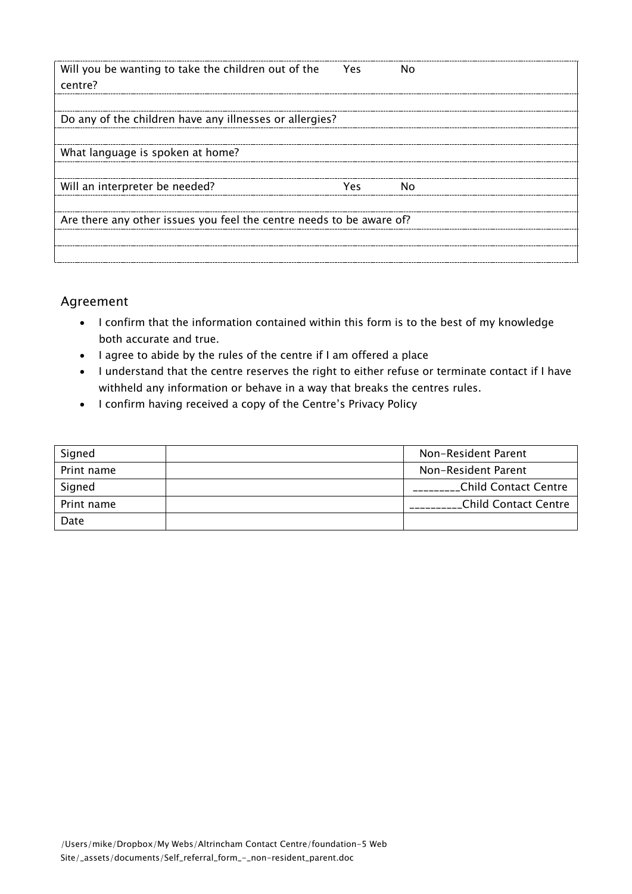| | | |
|---|---|---|
| Will you be wanting to take the children out of the centre? | Yes | No |
| | | |
| Do any of the children have any illnesses or allergies? | | |
| | | |
| What language is spoken at home? | | |
| | | |
| Will an interpreter be needed? | Yes | No |
| | | |
| Are there any other issues you feel the centre needs to be aware of? | | |
| | | |
| | | |

## Agreement

- I confirm that the information contained within this form is to the best of my knowledge both accurate and true.
- I agree to abide by the rules of the centre if I am offered a place
- I understand that the centre reserves the right to either refuse or terminate contact if I have withheld any information or behave in a way that breaks the centres rules.
- I confirm having received a copy of the Centre's Privacy Policy

| | | |
|---|---|---|
| Signed | | Non-Resident Parent |
| Print name | | Non-Resident Parent |
| Signed | | _________Child Contact Centre |
| Print name | | __________Child Contact Centre |
| Date | | |

/Users/mike/Dropbox/My Webs/Altrincham Contact Centre/foundation-5 Web Site/_assets/documents/Self_referral_form_-_non-resident_parent.doc